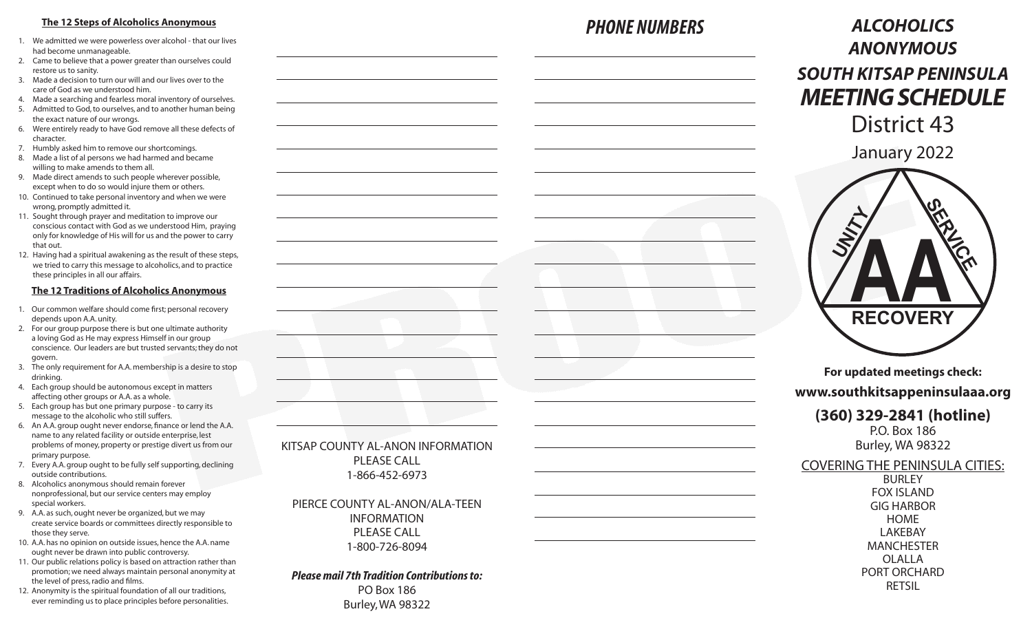## The 12 Steps of Alcoholics Anonymous

1. We admitted we were powerless over alcohol - that our lives had become unmanageable.
2. Came to believe that a power greater than ourselves could restore us to sanity.
3. Made a decision to turn our will and our lives over to the care of God as we understood him.
4. Made a searching and fearless moral inventory of ourselves.
5. Admitted to God, to ourselves, and to another human being the exact nature of our wrongs.
6. Were entirely ready to have God remove all these defects of character.
7. Humbly asked him to remove our shortcomings.
8. Made a list of al persons we had harmed and became willing to make amends to them all.
9. Made direct amends to such people wherever possible, except when to do so would injure them or others.
10. Continued to take personal inventory and when we were wrong, promptly admitted it.
11. Sought through prayer and meditation to improve our conscious contact with God as we understood Him, praying only for knowledge of His will for us and the power to carry that out.
12. Having had a spiritual awakening as the result of these steps, we tried to carry this message to alcoholics, and to practice these principles in all our affairs.

## The 12 Traditions of Alcoholics Anonymous

1. Our common welfare should come first; personal recovery depends upon A.A. unity.
2. For our group purpose there is but one ultimate authority a loving God as He may express Himself in our group conscience. Our leaders are but trusted servants; they do not govern.
3. The only requirement for A.A. membership is a desire to stop drinking.
4. Each group should be autonomous except in matters affecting other groups or A.A. as a whole.
5. Each group has but one primary purpose - to carry its message to the alcoholic who still suffers.
6. An A.A. group ought never endorse, finance or lend the A.A. name to any related facility or outside enterprise, lest problems of money, property or prestige divert us from our primary purpose.
7. Every A.A. group ought to be fully self supporting, declining outside contributions.
8. Alcoholics anonymous should remain forever nonprofessional, but our service centers may employ special workers.
9. A.A. as such, ought never be organized, but we may create service boards or committees directly responsible to those they serve.
10. A.A. has no opinion on outside issues, hence the A.A. name ought never be drawn into public controversy.
11. Our public relations policy is based on attraction rather than promotion; we need always maintain personal anonymity at the level of press, radio and films.
12. Anonymity is the spiritual foundation of all our traditions, ever reminding us to place principles before personalities.

KITSAP COUNTY AL-ANON INFORMATION
PLEASE CALL
1-866-452-6973

PIERCE COUNTY AL-ANON/ALA-TEEN
INFORMATION
PLEASE CALL
1-800-726-8094

***Please mail 7th Tradition Contributions to:***
PO Box 186
Burley, WA 98322

## *PHONE NUMBERS*

# *ALCOHOLICS ANONYMOUS*
# *SOUTH KITSAP PENINSULA MEETING SCHEDULE*
## District 43

January 2022

UNITY SERVICE AA RECOVERY

**For updated meetings check:**

**www.southkitsappeninsulaaa.org**

**(360) 329-2841 (hotline)**
P.O. Box 186
Burley, WA 98322

COVERING THE PENINSULA CITIES:
BURLEY
FOX ISLAND
GIG HARBOR
HOME
LAKEBAY
MANCHESTER
OLALLA
PORT ORCHARD
RETSIL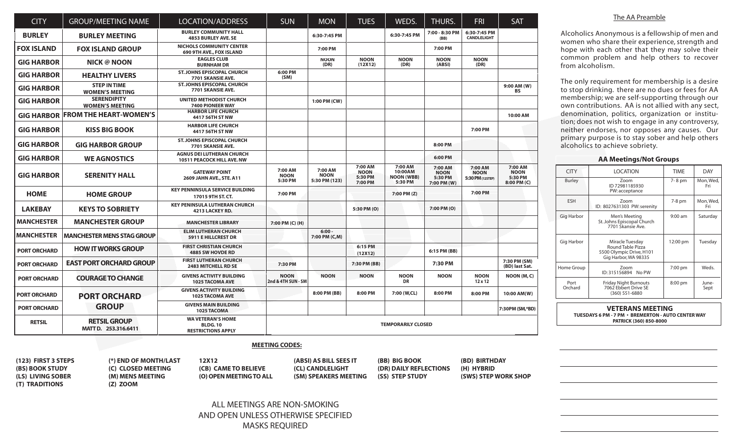| CITY | GROUP/MEETING NAME | LOCATION/ADDRESS | SUN | MON | TUES | WEDS. | THURS. | FRI | SAT |
|---|---|---|---|---|---|---|---|---|---|
| BURLEY | BURLEY MEETING | BURLEY COMMUNITY HALL 4853 BURLEY AVE. SE | | 6:30-7:45 PM | | 6:30-7:45 PM | 7:00 - 8:30 PM (BB) | 6:30-7:45 PM CANDLELIGHT | |
| FOX ISLAND | FOX ISLAND GROUP | NICHOLS COMMUNITY CENTER 690 9TH AVE., FOX ISLAND | | 7:00 PM | | | 7:00 PM | | |
| GIG HARBOR | NICK @ NOON | EAGLES CLUB BURNHAM DR | | NOON (DR) | NOON (12X12) | NOON (DR) | NOON (ABSI) | NOON (DR) | |
| GIG HARBOR | HEALTHY LIVERS | ST. JOHNS EPISCOPAL CHURCH 7701 SKANSIE AVE. | 6:00 PM (SM) | | | | | | |
| GIG HARBOR | STEP IN TIME WOMEN'S MEETING | ST. JOHNS EPISCOPAL CHURCH 7701 SKANSIE AVE. | | | | | | | 9:00 AM (W) BS |
| GIG HARBOR | SERENDIPITY WOMEN'S MEETING | UNITED METHODIST CHURCH 7400 PIONEER WAY | | 1:00 PM (CW) | | | | | |
| GIG HARBOR | FROM THE HEART-WOMEN'S | HARBOR LIFE CHURCH 4417 56TH ST NW | | | | | | | 10:00 AM |
| GIG HARBOR | KISS BIG BOOK | HARBOR LIFE CHURCH 4417 56TH ST NW | | | | | | 7:00 PM | |
| GIG HARBOR | GIG HARBOR GROUP | ST. JOHNS EPISCOPAL CHURCH 7701 SKANSIE AVE. | | | | | 8:00 PM | | |
| GIG HARBOR | WE AGNOSTICS | AGNUS DEI LUTHERAN CHURCH 10511 PEACOCK HILL AVE. NW | | | | | 6:00 PM | | |
| GIG HARBOR | SERENITY HALL | GATEWAY POINT 2609 JAHN AVE., STE. A11 | 7:00 AM NOON 5:30 PM | 7:00 AM NOON 5:30 PM (123) | 7:00 AM NOON 5:30 PM 7:00 PM | 7:00 AM 10:00AM NOON (WBB) 5:30 PM | 7:00 AM NOON 5:30 PM 7:00 PM (W) | 7:00 AM NOON 5:30 PM (12STEP) | 7:00 AM NOON 5:30 PM 8:00 PM (C) |
| HOME | HOME GROUP | KEY PENNINSULA SERVICE BUILDING 17015 9TH ST. CT. | 7:00 PM | | | 7:00 PM (Z) | | 7:00 PM | |
| LAKEBAY | KEYS TO SOBRIETY | KEY PENINSULA LUTHERAN CHURCH 4213 LACKEY RD. | | | 5:30 PM (O) | | 7:00 PM (O) | | |
| MANCHESTER | MANCHESTER GROUP | MANCHESTER LIBRARY | 7:00 PM (C) (H) | | | | | | |
| MANCHESTER | MANCHESTER MENS STAG GROUP | ELIM LUTHERAN CHURCH 5911 E HILLCREST DR | | 6:00 - 7:00 PM (C,M) | | | | | |
| PORT ORCHARD | HOW IT WORKS GROUP | FIRST CHRISTIAN CHURCH 4885 SW HOVDE RD | | | 6:15 PM (12X12) | | 6:15 PM (BB) | | |
| PORT ORCHARD | EAST PORT ORCHARD GROUP | FIRST LUTHERAN CHURCH 2483 MITCHELL RD SE | 7:30 PM | | 7:30 PM (BB) | | 7:30 PM | | 7:30 PM (SM) (BD) last Sat. |
| PORT ORCHARD | COURAGE TO CHANGE | GIVENS ACTIVITY BUILDING 1025 TACOMA AVE | NOON 2nd & 4TH SUN - SM | NOON | NOON | NOON DR | NOON | NOON 12 x 12 | NOON (M, C) |
| PORT ORCHARD | PORT ORCHARD GROUP | GIVENS ACTIVITY BUILDING 1025 TACOMA AVE | | 8:00 PM (BB) | 8:00 PM | 7:00 (W,CL) | 8:00 PM | 8:00 PM | 10:00 AM(W) |
| PORT ORCHARD | PORT ORCHARD GROUP | GIVENS MAIN BUILDING 1025 TACOMA | | | | | | | 7:30PM (SM,*BD) |
| RETSIL | RETSIL GROUP MATT D. 253.316.6411 | WA VETERAN'S HOME BLDG. 10 RESTRICTIONS APPLY | TEMPORARILY CLOSED | | | | | | |

**MEETING CODES:**

| | | | | | |
|---|---|---|---|---|---|
| (123) FIRST 3 STEPS | (*) END OF MONTH/LAST | 12X12 | (ABSI) AS BILL SEES IT | (BB) BIG BOOK | (BD) BIRTHDAY |
| (BS) BOOK STUDY | (C) CLOSED MEETING | (CB) CAME TO BELIEVE | (CL) CANDLELIGHT | (DR) DAILY REFLECTIONS | (H) HYBRID |
| (LS) LIVING SOBER | (M) MENS MEETING | (O) OPEN MEETING TO ALL | (SM) SPEAKERS MEETING | (SS) STEP STUDY | (SWS) STEP WORK SHOP |
| (T) TRADITIONS | (Z) ZOOM | | | | |

ALL MEETINGS ARE NON-SMOKING
AND OPEN UNLESS OTHERWISE SPECIFIED
MASKS REQUIRED

## The AA Preamble

Alcoholics Anonymous is a fellowship of men and women who share their experience, strength and hope with each other that they may solve their common problem and help others to recover from alcoholism.

The only requirement for membership is a desire to stop drinking. there are no dues or fees for AA membership; we are self-supporting through our own contributions. AA is not allied with any sect, denomination, politics, organization or institution; does not wish to engage in any controversy, neither endorses, nor opposes any causes. Our primary purpose is to stay sober and help others alcoholics to achieve sobriety.

**AA Meetings/Not Groups**

| CITY | LOCATION | TIME | DAY |
|---|---|---|---|
| Burley | Zoom ID 72981185930 PW:acceptance | 7- 8 pm | Mon, Wed, Fri |
| ESH | Zoom ID: 8027631303 PW: serenity | 7-8 pm | Mon, Wed, Fri |
| Gig Harbor | Men's Meeting St. Johns Episcopal Church 7701 Skansie Ave. | 9:00 am | Saturday |
| Gig Harbor | Miracle Tuesday Round Table Pizza 5500 Olympic Drive, H101 Gig Harbor, WA 98335 | 12:00 pm | Tuesday |
| Home Group | Zoom ID: 315156894 No PW | 7:00 pm | Weds. |
| Port Orchard | Friday Night Burnouts 7062 Ebbert Drive SE (360) 551-6880 | 8:00 pm | June-Sept |

**VETERANS MEETING**
**TUESDAYS 6 PM - 7 PM • BREMERTON - AUTO CENTER WAY**
**PATRICK (360) 850-8000**